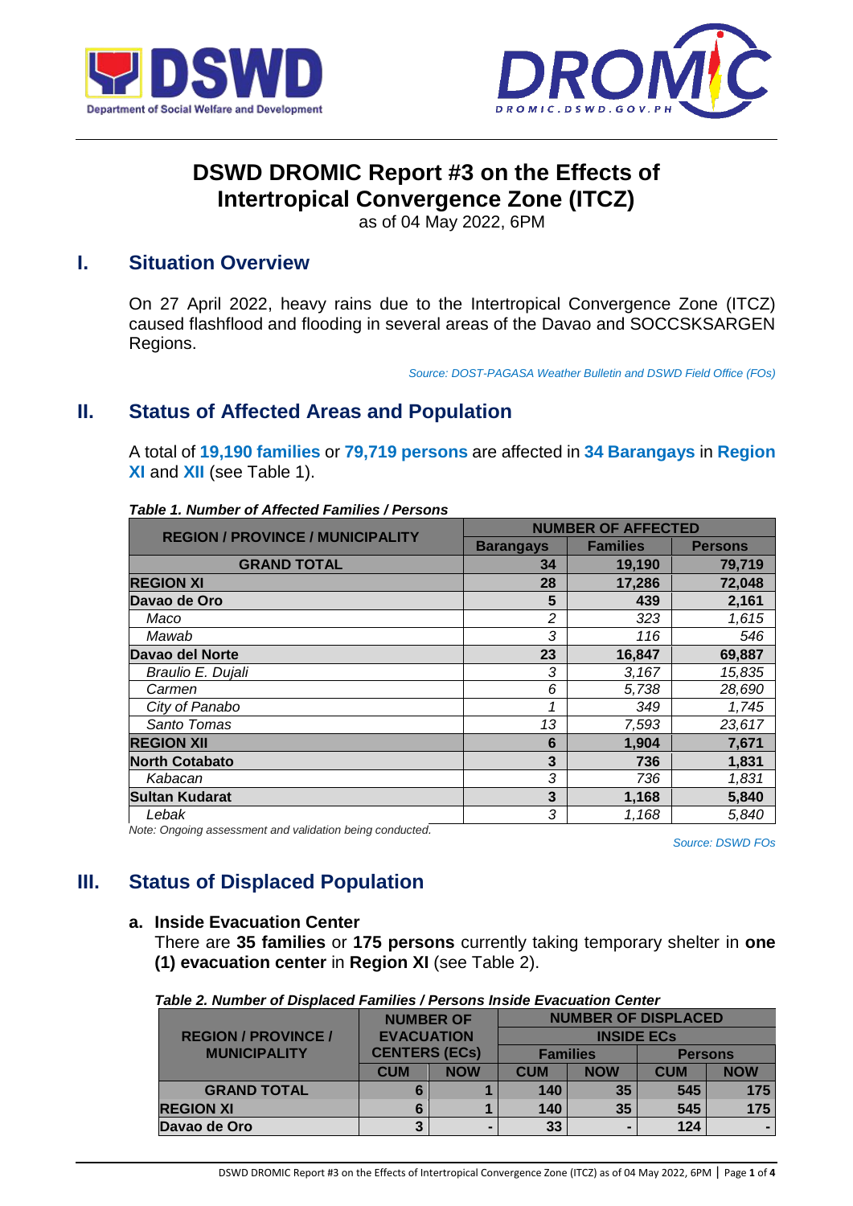# DSWD DROMIC Report #3 on the Effects of Intertropical Convergence Zone (ITCZ)

as of 04 May 2022, 6PM

## I. Situation Overview

On 27 April 2022, heavy rains due to the Intertropical Convergence Zone (ITCZ) caused flashflood and flooding in several areas of the Davao and SOCCSKSARGEN Regions.

*Source: DOST-PAGASA Weather Bulletin and DSWD Field Office (FOs)*

## II. Status of Affected Areas and Population

A total of **19,190 families** or **79,719 persons** are affected in **34 Barangays** in **Region XI** and **XII** (see Table 1).

***Table 1. Number of Affected Families / Persons***

| REGION / PROVINCE / MUNICIPALITY | NUMBER OF AFFECTED | | |
|---|---|---|---|
| | Barangays | Families | Persons |
| **GRAND TOTAL** | **34** | **19,190** | **79,719** |
| **REGION XI** | **28** | **17,286** | **72,048** |
| **Davao de Oro** | **5** | **439** | **2,161** |
| *Maco* | *2* | *323* | *1,615* |
| *Mawab* | *3* | *116* | *546* |
| **Davao del Norte** | **23** | **16,847** | **69,887** |
| *Braulio E. Dujali* | *3* | *3,167* | *15,835* |
| *Carmen* | *6* | *5,738* | *28,690* |
| *City of Panabo* | *1* | *349* | *1,745* |
| *Santo Tomas* | *13* | *7,593* | *23,617* |
| **REGION XII** | **6** | **1,904** | **7,671** |
| **North Cotabato** | **3** | **736** | **1,831** |
| *Kabacan* | *3* | *736* | *1,831* |
| **Sultan Kudarat** | **3** | **1,168** | **5,840** |
| *Lebak* | *3* | *1,168* | *5,840* |

*Note: Ongoing assessment and validation being conducted.*

*Source: DSWD FOs*

## III. Status of Displaced Population

### a. Inside Evacuation Center

There are **35 families** or **175 persons** currently taking temporary shelter in **one (1) evacuation center** in **Region XI** (see Table 2).

***Table 2. Number of Displaced Families / Persons Inside Evacuation Center***

| REGION / PROVINCE / MUNICIPALITY | NUMBER OF EVACUATION CENTERS (ECs) | | NUMBER OF DISPLACED INSIDE ECs | | | |
|---|---|---|---|---|---|---|
| | | | Families | | Persons | |
| | CUM | NOW | CUM | NOW | CUM | NOW |
| **GRAND TOTAL** | **6** | **1** | **140** | **35** | **545** | **175** |
| **REGION XI** | **6** | **1** | **140** | **35** | **545** | **175** |
| **Davao de Oro** | **3** | **-** | **33** | **-** | **124** | **-** |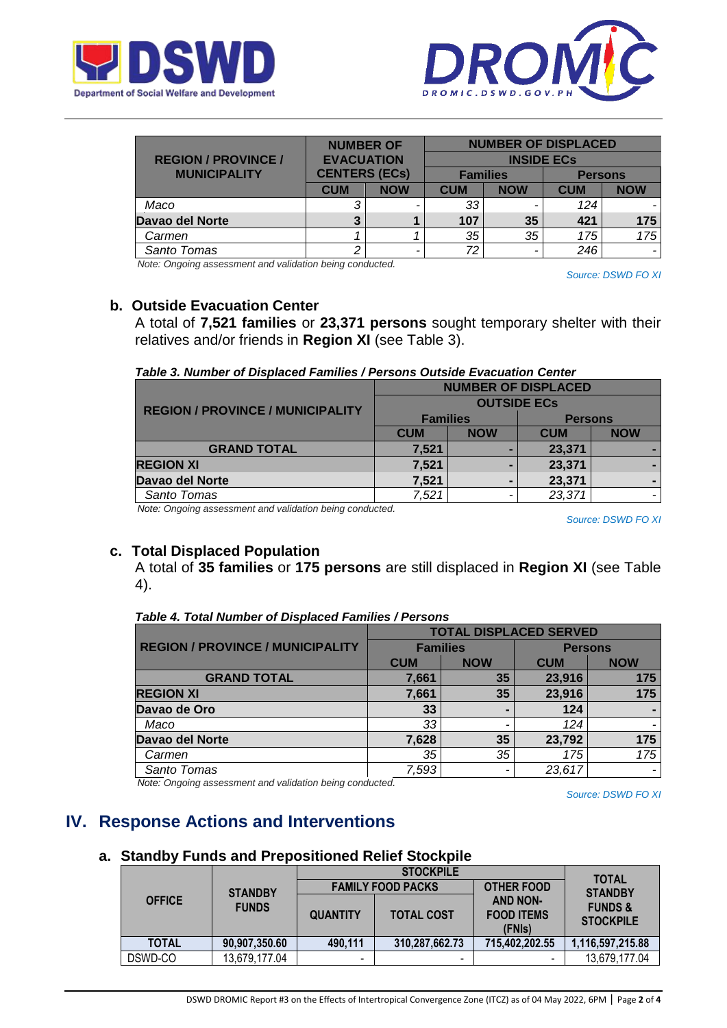| REGION / PROVINCE / MUNICIPALITY | NUMBER OF EVACUATION CENTERS (ECs) | | NUMBER OF DISPLACED INSIDE ECs | | | |
|---|---|---|---|---|---|---|
| | | | Families | | Persons | |
| | CUM | NOW | CUM | NOW | CUM | NOW |
| Maco | 3 | - | 33 | - | 124 | - |
| **Davao del Norte** | **3** | **1** | **107** | **35** | **421** | **175** |
| Carmen | 1 | 1 | 35 | 35 | 175 | 175 |
| Santo Tomas | 2 | - | 72 | - | 246 | - |

*Note: Ongoing assessment and validation being conducted.*

*Source: DSWD FO XI*

### b. Outside Evacuation Center

A total of **7,521 families** or **23,371 persons** sought temporary shelter with their relatives and/or friends in **Region XI** (see Table 3).

***Table 3. Number of Displaced Families / Persons Outside Evacuation Center***

| REGION / PROVINCE / MUNICIPALITY | NUMBER OF DISPLACED OUTSIDE ECs | | | |
|---|---|---|---|---|
| | Families | | Persons | |
| | CUM | NOW | CUM | NOW |
| **GRAND TOTAL** | **7,521** | **-** | **23,371** | **-** |
| **REGION XI** | **7,521** | **-** | **23,371** | **-** |
| **Davao del Norte** | **7,521** | **-** | **23,371** | **-** |
| Santo Tomas | 7,521 | - | 23,371 | - |

*Note: Ongoing assessment and validation being conducted.*

*Source: DSWD FO XI*

### c. Total Displaced Population

A total of **35 families** or **175 persons** are still displaced in **Region XI** (see Table 4).

***Table 4. Total Number of Displaced Families / Persons***

| REGION / PROVINCE / MUNICIPALITY | TOTAL DISPLACED SERVED | | | |
|---|---|---|---|---|
| | Families | | Persons | |
| | CUM | NOW | CUM | NOW |
| **GRAND TOTAL** | **7,661** | **35** | **23,916** | **175** |
| **REGION XI** | **7,661** | **35** | **23,916** | **175** |
| **Davao de Oro** | **33** | **-** | **124** | **-** |
| Maco | 33 | - | 124 | - |
| **Davao del Norte** | **7,628** | **35** | **23,792** | **175** |
| Carmen | 35 | 35 | 175 | 175 |
| Santo Tomas | 7,593 | - | 23,617 | - |

*Note: Ongoing assessment and validation being conducted.*

*Source: DSWD FO XI*

## IV. Response Actions and Interventions

### a. Standby Funds and Prepositioned Relief Stockpile

| OFFICE | STANDBY FUNDS | STOCKPILE | | | TOTAL STANDBY FUNDS & STOCKPILE |
|---|---|---|---|---|---|
| | | FAMILY FOOD PACKS | | OTHER FOOD AND NON-FOOD ITEMS (FNIs) | |
| | | QUANTITY | TOTAL COST | | |
| **TOTAL** | **90,907,350.60** | **490,111** | **310,287,662.73** | **715,402,202.55** | **1,116,597,215.88** |
| DSWD-CO | 13,679,177.04 | - | - | - | 13,679,177.04 |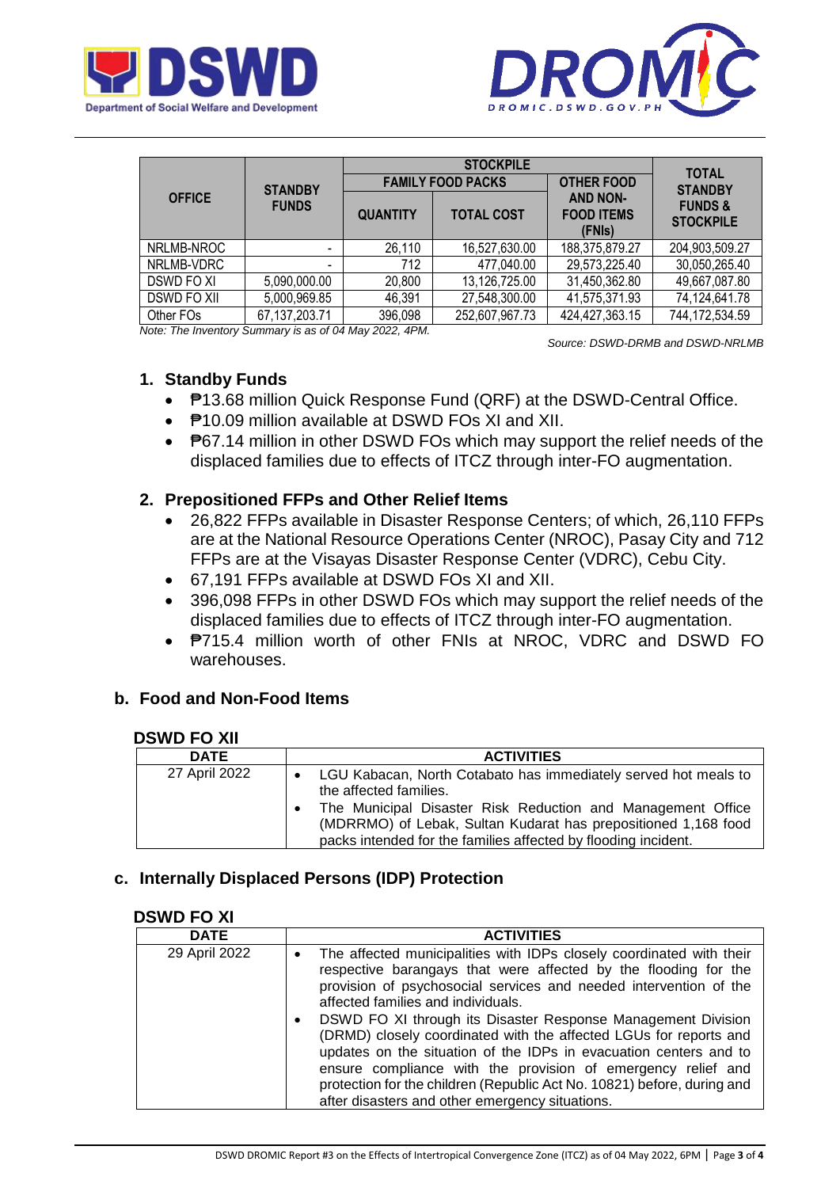| OFFICE | STANDBY FUNDS | STOCKPILE | | | TOTAL STANDBY FUNDS & STOCKPILE |
|---|---|---|---|---|---|
| | | FAMILY FOOD PACKS | | OTHER FOOD AND NON-FOOD ITEMS (FNIs) | |
| | | QUANTITY | TOTAL COST | | |
| NRLMB-NROC | - | 26,110 | 16,527,630.00 | 188,375,879.27 | 204,903,509.27 |
| NRLMB-VDRC | - | 712 | 477,040.00 | 29,573,225.40 | 30,050,265.40 |
| DSWD FO XI | 5,090,000.00 | 20,800 | 13,126,725.00 | 31,450,362.80 | 49,667,087.80 |
| DSWD FO XII | 5,000,969.85 | 46,391 | 27,548,300.00 | 41,575,371.93 | 74,124,641.78 |
| Other FOs | 67,137,203.71 | 396,098 | 252,607,967.73 | 424,427,363.15 | 744,172,534.59 |

*Note: The Inventory Summary is as of 04 May 2022, 4PM.*

*Source: DSWD-DRMB and DSWD-NRLMB*

1. **Standby Funds**
   - ₱13.68 million Quick Response Fund (QRF) at the DSWD-Central Office.
   - ₱10.09 million available at DSWD FOs XI and XII.
   - ₱67.14 million in other DSWD FOs which may support the relief needs of the displaced families due to effects of ITCZ through inter-FO augmentation.

2. **Prepositioned FFPs and Other Relief Items**
   - 26,822 FFPs available in Disaster Response Centers; of which, 26,110 FFPs are at the National Resource Operations Center (NROC), Pasay City and 712 FFPs are at the Visayas Disaster Response Center (VDRC), Cebu City.
   - 67,191 FFPs available at DSWD FOs XI and XII.
   - 396,098 FFPs in other DSWD FOs which may support the relief needs of the displaced families due to effects of ITCZ through inter-FO augmentation.
   - ₱715.4 million worth of other FNIs at NROC, VDRC and DSWD FO warehouses.

## b. Food and Non-Food Items

### DSWD FO XII

| DATE | ACTIVITIES |
|---|---|
| 27 April 2022 | • LGU Kabacan, North Cotabato has immediately served hot meals to the affected families.<br>• The Municipal Disaster Risk Reduction and Management Office (MDRRMO) of Lebak, Sultan Kudarat has prepositioned 1,168 food packs intended for the families affected by flooding incident. |

## c. Internally Displaced Persons (IDP) Protection

### DSWD FO XI

| DATE | ACTIVITIES |
|---|---|
| 29 April 2022 | • The affected municipalities with IDPs closely coordinated with their respective barangays that were affected by the flooding for the provision of psychosocial services and needed intervention of the affected families and individuals.<br>• DSWD FO XI through its Disaster Response Management Division (DRMD) closely coordinated with the affected LGUs for reports and updates on the situation of the IDPs in evacuation centers and to ensure compliance with the provision of emergency relief and protection for the children (Republic Act No. 10821) before, during and after disasters and other emergency situations. |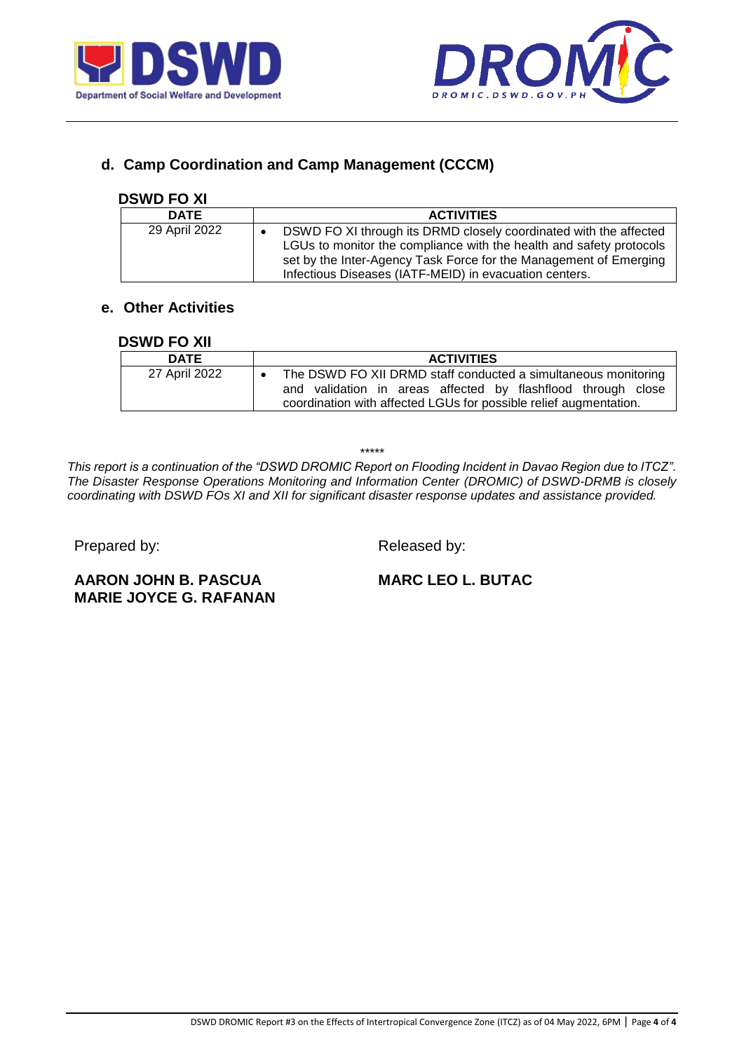### d. Camp Coordination and Camp Management (CCCM)

**DSWD FO XI**

| DATE | ACTIVITIES |
|---|---|
| 29 April 2022 | • DSWD FO XI through its DRMD closely coordinated with the affected LGUs to monitor the compliance with the health and safety protocols set by the Inter-Agency Task Force for the Management of Emerging Infectious Diseases (IATF-MEID) in evacuation centers. |

### e. Other Activities

**DSWD FO XII**

| DATE | ACTIVITIES |
|---|---|
| 27 April 2022 | • The DSWD FO XII DRMD staff conducted a simultaneous monitoring and validation in areas affected by flashflood through close coordination with affected LGUs for possible relief augmentation. |

*****

*This report is a continuation of the "DSWD DROMIC Report on Flooding Incident in Davao Region due to ITCZ". The Disaster Response Operations Monitoring and Information Center (DROMIC) of DSWD-DRMB is closely coordinating with DSWD FOs XI and XII for significant disaster response updates and assistance provided.*

Prepared by:

**AARON JOHN B. PASCUA**
**MARIE JOYCE G. RAFANAN**

Released by:

**MARC LEO L. BUTAC**